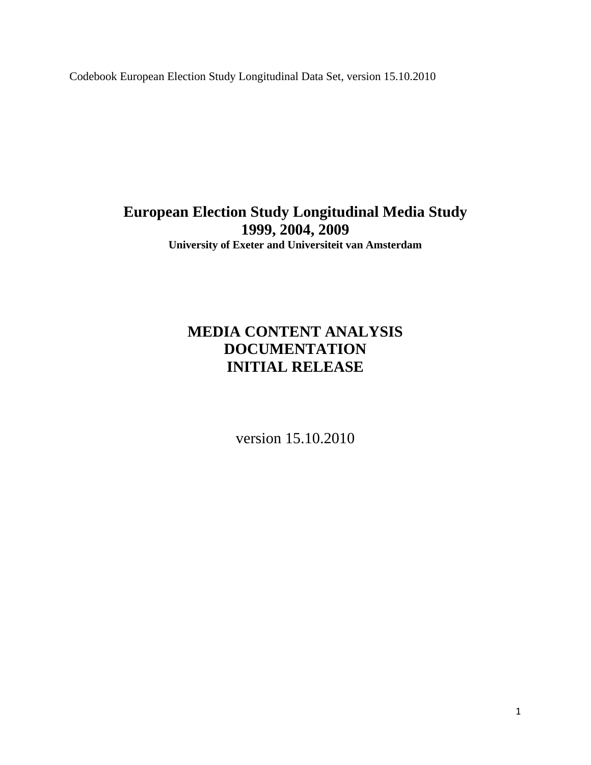Codebook European Election Study Longitudinal Data Set, version 15.10.2010

# European Election Study Longitudinal Media Study
# 1999, 2004, 2009

**University of Exeter and Universiteit van Amsterdam**

# MEDIA CONTENT ANALYSIS
# DOCUMENTATION
# INITIAL RELEASE

version 15.10.2010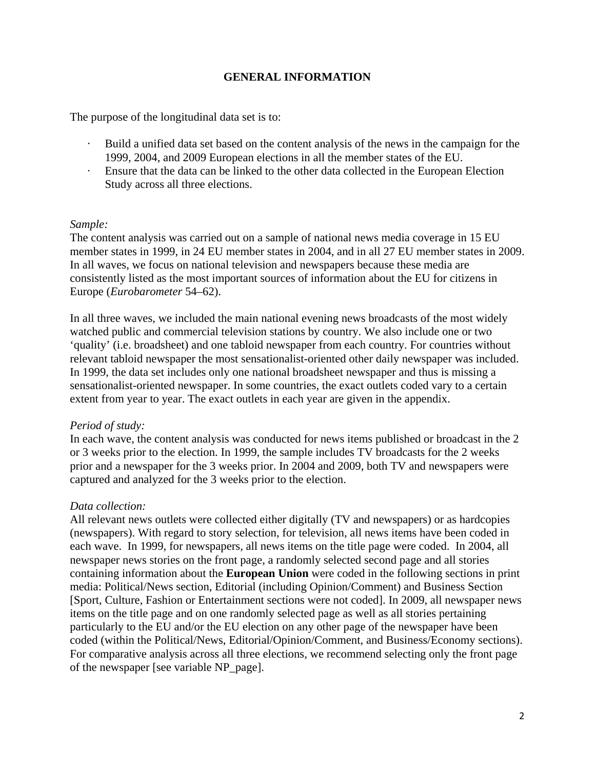## GENERAL INFORMATION

The purpose of the longitudinal data set is to:

- Build a unified data set based on the content analysis of the news in the campaign for the 1999, 2004, and 2009 European elections in all the member states of the EU.
- Ensure that the data can be linked to the other data collected in the European Election Study across all three elections.

*Sample:*
The content analysis was carried out on a sample of national news media coverage in 15 EU member states in 1999, in 24 EU member states in 2004, and in all 27 EU member states in 2009. In all waves, we focus on national television and newspapers because these media are consistently listed as the most important sources of information about the EU for citizens in Europe (*Eurobarometer* 54–62).

In all three waves, we included the main national evening news broadcasts of the most widely watched public and commercial television stations by country. We also include one or two 'quality' (i.e. broadsheet) and one tabloid newspaper from each country. For countries without relevant tabloid newspaper the most sensationalist-oriented other daily newspaper was included. In 1999, the data set includes only one national broadsheet newspaper and thus is missing a sensationalist-oriented newspaper. In some countries, the exact outlets coded vary to a certain extent from year to year. The exact outlets in each year are given in the appendix.

*Period of study:*
In each wave, the content analysis was conducted for news items published or broadcast in the 2 or 3 weeks prior to the election. In 1999, the sample includes TV broadcasts for the 2 weeks prior and a newspaper for the 3 weeks prior. In 2004 and 2009, both TV and newspapers were captured and analyzed for the 3 weeks prior to the election.

*Data collection:*
All relevant news outlets were collected either digitally (TV and newspapers) or as hardcopies (newspapers). With regard to story selection, for television, all news items have been coded in each wave. In 1999, for newspapers, all news items on the title page were coded. In 2004, all newspaper news stories on the front page, a randomly selected second page and all stories containing information about the **European Union** were coded in the following sections in print media: Political/News section, Editorial (including Opinion/Comment) and Business Section [Sport, Culture, Fashion or Entertainment sections were not coded]. In 2009, all newspaper news items on the title page and on one randomly selected page as well as all stories pertaining particularly to the EU and/or the EU election on any other page of the newspaper have been coded (within the Political/News, Editorial/Opinion/Comment, and Business/Economy sections). For comparative analysis across all three elections, we recommend selecting only the front page of the newspaper [see variable NP_page].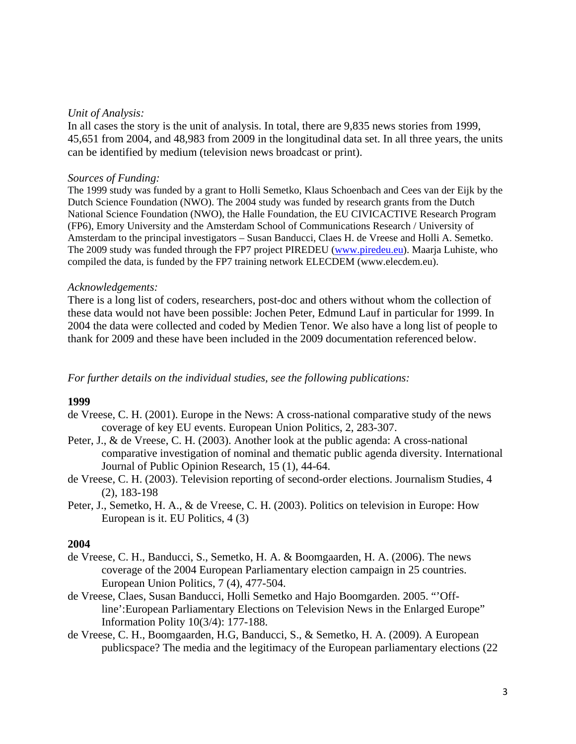*Unit of Analysis:*

In all cases the story is the unit of analysis. In total, there are 9,835 news stories from 1999, 45,651 from 2004, and 48,983 from 2009 in the longitudinal data set. In all three years, the units can be identified by medium (television news broadcast or print).

*Sources of Funding:*

The 1999 study was funded by a grant to Holli Semetko, Klaus Schoenbach and Cees van der Eijk by the Dutch Science Foundation (NWO). The 2004 study was funded by research grants from the Dutch National Science Foundation (NWO), the Halle Foundation, the EU CIVICACTIVE Research Program (FP6), Emory University and the Amsterdam School of Communications Research / University of Amsterdam to the principal investigators – Susan Banducci, Claes H. de Vreese and Holli A. Semetko. The 2009 study was funded through the FP7 project PIREDEU (www.piredeu.eu). Maarja Luhiste, who compiled the data, is funded by the FP7 training network ELECDEM (www.elecdem.eu).

*Acknowledgements:*

There is a long list of coders, researchers, post-doc and others without whom the collection of these data would not have been possible: Jochen Peter, Edmund Lauf in particular for 1999. In 2004 the data were collected and coded by Medien Tenor. We also have a long list of people to thank for 2009 and these have been included in the 2009 documentation referenced below.

*For further details on the individual studies, see the following publications:*

**1999**

de Vreese, C. H. (2001). Europe in the News: A cross-national comparative study of the news coverage of key EU events. European Union Politics, 2, 283-307.

Peter, J., & de Vreese, C. H. (2003). Another look at the public agenda: A cross-national comparative investigation of nominal and thematic public agenda diversity. International Journal of Public Opinion Research, 15 (1), 44-64.

de Vreese, C. H. (2003). Television reporting of second-order elections. Journalism Studies, 4 (2), 183-198

Peter, J., Semetko, H. A., & de Vreese, C. H. (2003). Politics on television in Europe: How European is it. EU Politics, 4 (3)

**2004**

de Vreese, C. H., Banducci, S., Semetko, H. A. & Boomgaarden, H. A. (2006). The news coverage of the 2004 European Parliamentary election campaign in 25 countries. European Union Politics, 7 (4), 477-504.

de Vreese, Claes, Susan Banducci, Holli Semetko and Hajo Boomgarden. 2005. "'Off-line':European Parliamentary Elections on Television News in the Enlarged Europe" Information Polity 10(3/4): 177-188.

de Vreese, C. H., Boomgaarden, H.G, Banducci, S., & Semetko, H. A. (2009). A European publicspace? The media and the legitimacy of the European parliamentary elections (22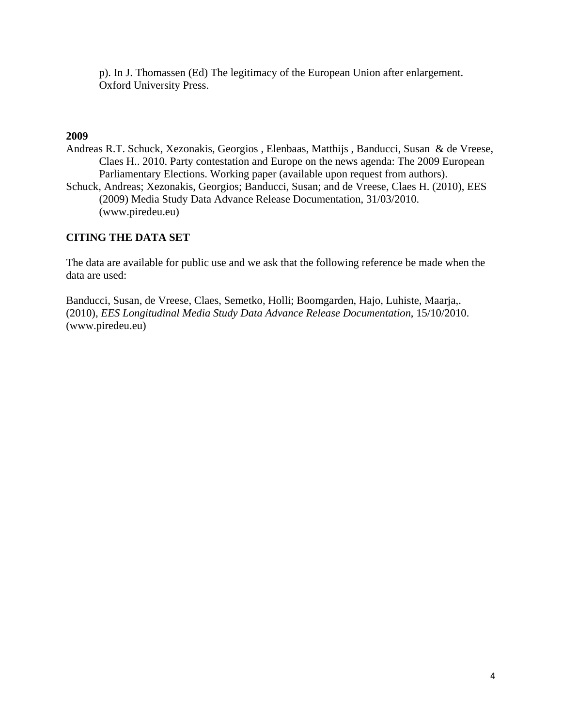p). In J. Thomassen (Ed) The legitimacy of the European Union after enlargement. Oxford University Press.

**2009**

Andreas R.T. Schuck, Xezonakis, Georgios , Elenbaas, Matthijs , Banducci, Susan & de Vreese, Claes H.. 2010. Party contestation and Europe on the news agenda: The 2009 European Parliamentary Elections. Working paper (available upon request from authors).

Schuck, Andreas; Xezonakis, Georgios; Banducci, Susan; and de Vreese, Claes H. (2010), EES (2009) Media Study Data Advance Release Documentation, 31/03/2010. (www.piredeu.eu)

## CITING THE DATA SET

The data are available for public use and we ask that the following reference be made when the data are used:

Banducci, Susan, de Vreese, Claes, Semetko, Holli; Boomgarden, Hajo, Luhiste, Maarja,. (2010), *EES Longitudinal Media Study Data Advance Release Documentation*, 15/10/2010. (www.piredeu.eu)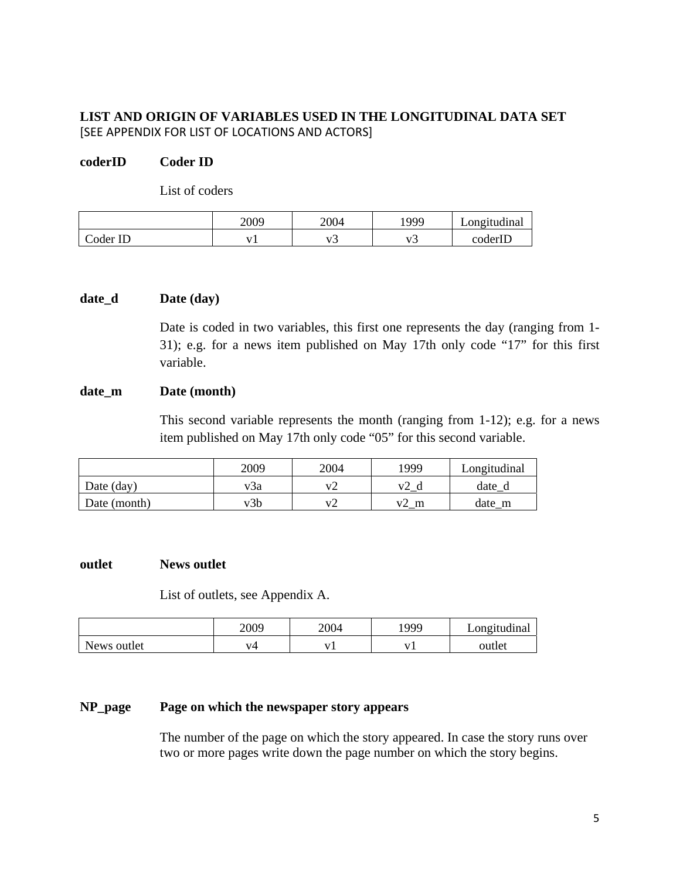## LIST AND ORIGIN OF VARIABLES USED IN THE LONGITUDINAL DATA SET

[SEE APPENDIX FOR LIST OF LOCATIONS AND ACTORS]

**coderID Coder ID**

List of coders

| | 2009 | 2004 | 1999 | Longitudinal |
|---|---|---|---|---|
| Coder ID | v1 | v3 | v3 | coderID |

**date_d Date (day)**

Date is coded in two variables, this first one represents the day (ranging from 1-31); e.g. for a news item published on May 17th only code "17" for this first variable.

**date_m Date (month)**

This second variable represents the month (ranging from 1-12); e.g. for a news item published on May 17th only code "05" for this second variable.

| | 2009 | 2004 | 1999 | Longitudinal |
|---|---|---|---|---|
| Date (day) | v3a | v2 | v2_d | date_d |
| Date (month) | v3b | v2 | v2_m | date_m |

**outlet News outlet**

List of outlets, see Appendix A.

| | 2009 | 2004 | 1999 | Longitudinal |
|---|---|---|---|---|
| News outlet | v4 | v1 | v1 | outlet |

**NP_page Page on which the newspaper story appears**

The number of the page on which the story appeared. In case the story runs over two or more pages write down the page number on which the story begins.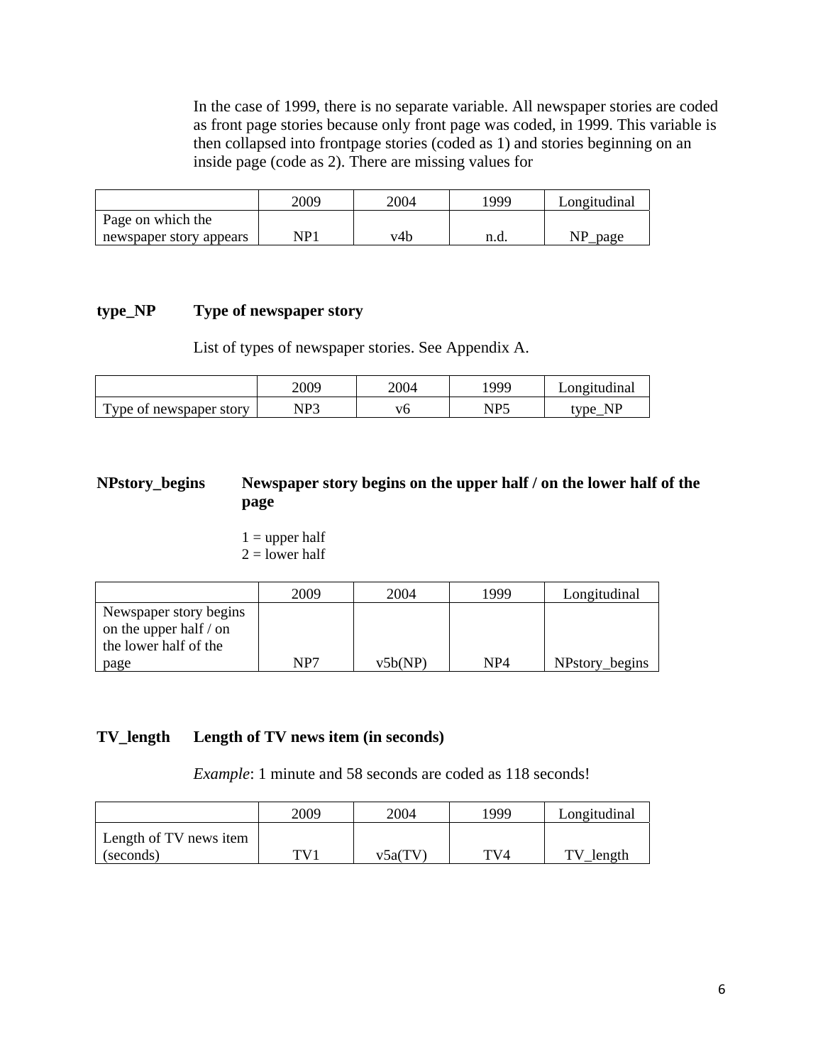In the case of 1999, there is no separate variable. All newspaper stories are coded as front page stories because only front page was coded, in 1999. This variable is then collapsed into frontpage stories (coded as 1) and stories beginning on an inside page (code as 2). There are missing values for

| | 2009 | 2004 | 1999 | Longitudinal |
|---|---|---|---|---|
| Page on which the newspaper story appears | NP1 | v4b | n.d. | NP_page |

**type_NP Type of newspaper story**

List of types of newspaper stories. See Appendix A.

| | 2009 | 2004 | 1999 | Longitudinal |
|---|---|---|---|---|
| Type of newspaper story | NP3 | v6 | NP5 | type_NP |

**NPstory_begins Newspaper story begins on the upper half / on the lower half of the page**

1 = upper half
2 = lower half

| | 2009 | 2004 | 1999 | Longitudinal |
|---|---|---|---|---|
| Newspaper story begins on the upper half / on the lower half of the page | NP7 | v5b(NP) | NP4 | NPstory_begins |

**TV_length Length of TV news item (in seconds)**

*Example*: 1 minute and 58 seconds are coded as 118 seconds!

| | 2009 | 2004 | 1999 | Longitudinal |
|---|---|---|---|---|
| Length of TV news item (seconds) | TV1 | v5a(TV) | TV4 | TV_length |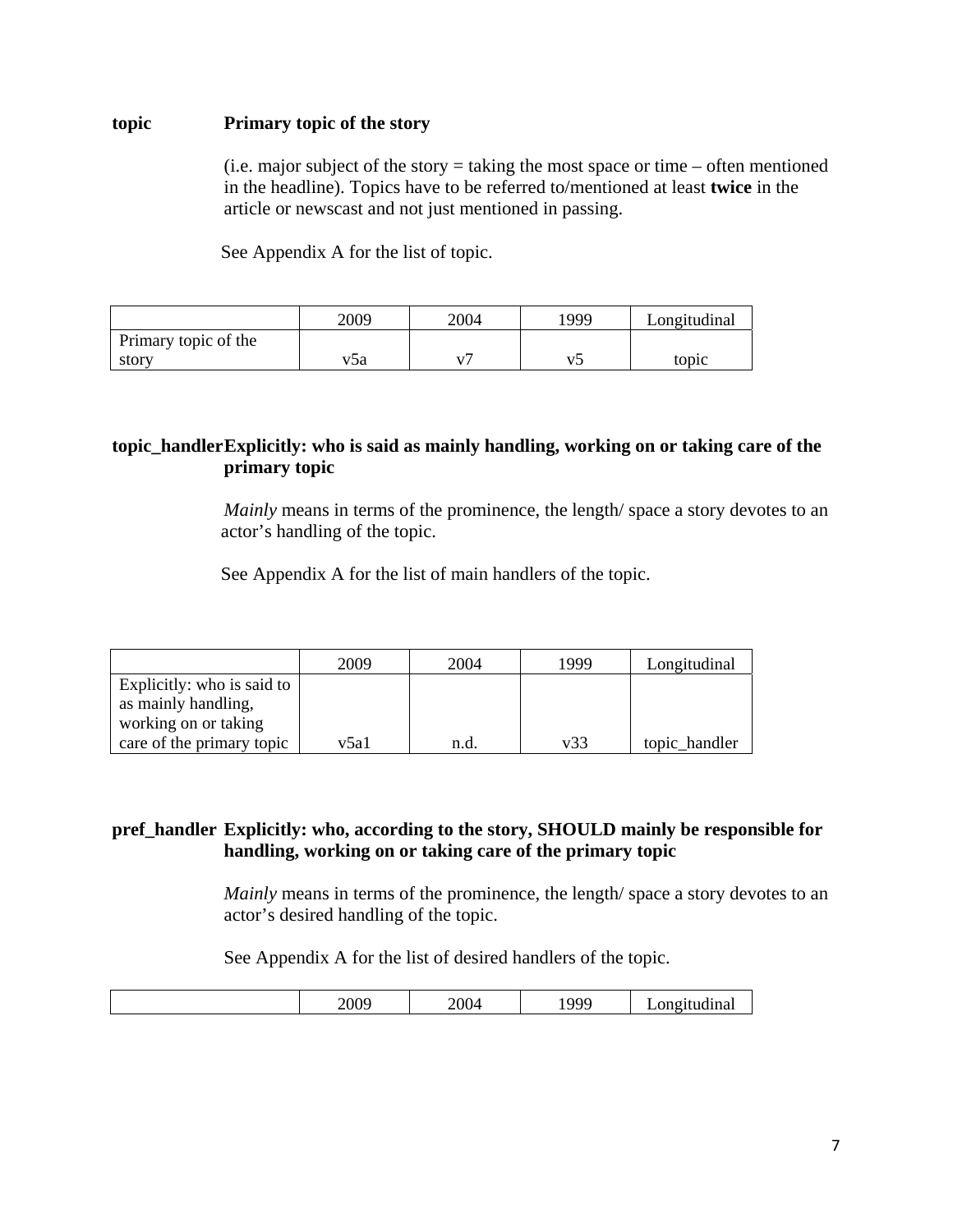**topic** **Primary topic of the story**

(i.e. major subject of the story = taking the most space or time – often mentioned in the headline). Topics have to be referred to/mentioned at least **twice** in the article or newscast and not just mentioned in passing.

See Appendix A for the list of topic.

| | 2009 | 2004 | 1999 | Longitudinal |
|---|---|---|---|---|
| Primary topic of the story | v5a | v7 | v5 | topic |

**topic_handler** **Explicitly: who is said as mainly handling, working on or taking care of the primary topic**

*Mainly* means in terms of the prominence, the length/ space a story devotes to an actor's handling of the topic.

See Appendix A for the list of main handlers of the topic.

| | 2009 | 2004 | 1999 | Longitudinal |
|---|---|---|---|---|
| Explicitly: who is said to as mainly handling, working on or taking care of the primary topic | v5a1 | n.d. | v33 | topic_handler |

**pref_handler** **Explicitly: who, according to the story, SHOULD mainly be responsible for handling, working on or taking care of the primary topic**

*Mainly* means in terms of the prominence, the length/ space a story devotes to an actor's desired handling of the topic.

See Appendix A for the list of desired handlers of the topic.

| | 2009 | 2004 | 1999 | Longitudinal |
|---|---|---|---|---|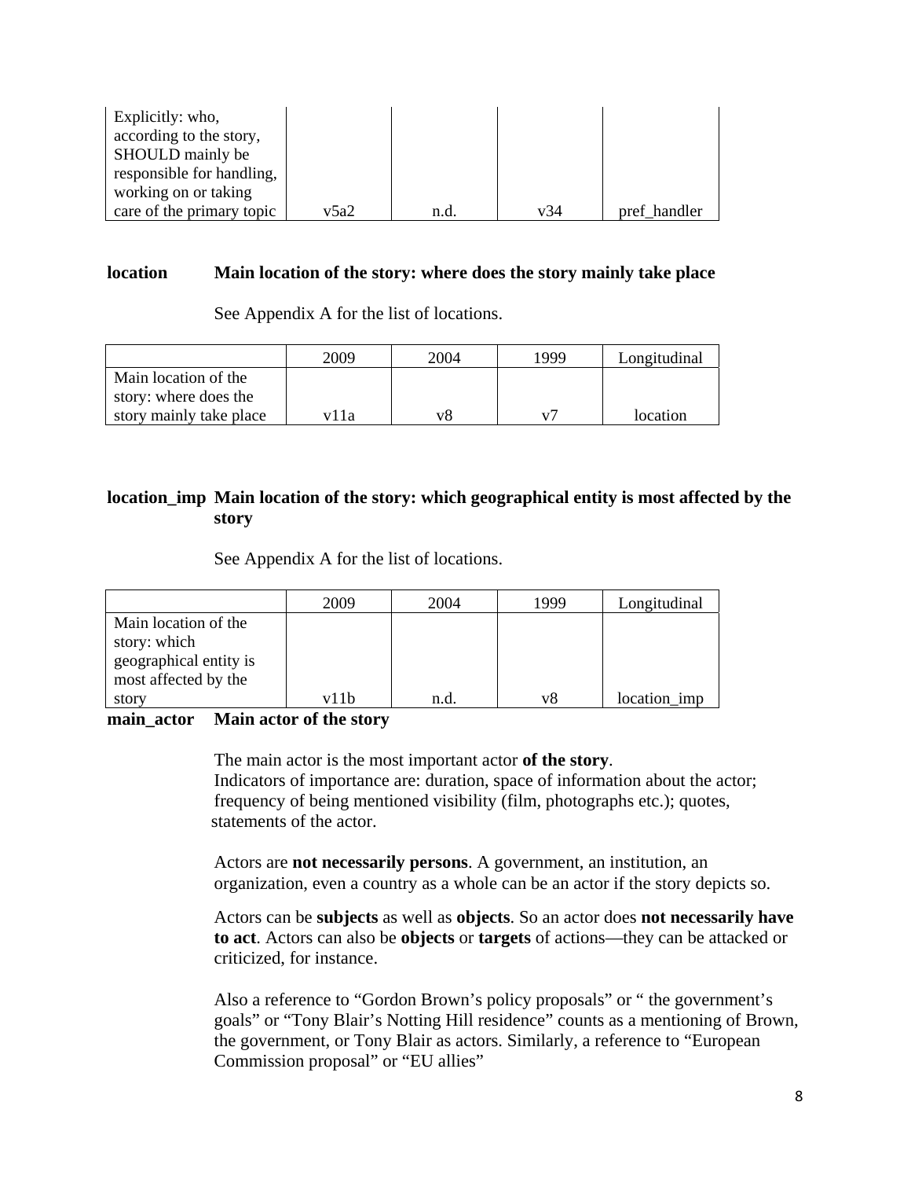| Explicitly: who, according to the story, SHOULD mainly be responsible for handling, working on or taking care of the primary topic | v5a2 | n.d. | v34 | pref_handler |
|---|---|---|---|---|

**location** **Main location of the story: where does the story mainly take place**

See Appendix A for the list of locations.

| | 2009 | 2004 | 1999 | Longitudinal |
|---|---|---|---|---|
| Main location of the story: where does the story mainly take place | v11a | v8 | v7 | location |

**location_imp** **Main location of the story: which geographical entity is most affected by the story**

See Appendix A for the list of locations.

| | 2009 | 2004 | 1999 | Longitudinal |
|---|---|---|---|---|
| Main location of the story: which geographical entity is most affected by the story | v11b | n.d. | v8 | location_imp |

**main_actor** **Main actor of the story**

The main actor is the most important actor **of the story**.
Indicators of importance are: duration, space of information about the actor; frequency of being mentioned visibility (film, photographs etc.); quotes, statements of the actor.

Actors are **not necessarily persons**. A government, an institution, an organization, even a country as a whole can be an actor if the story depicts so.

Actors can be **subjects** as well as **objects**. So an actor does **not necessarily have to act**. Actors can also be **objects** or **targets** of actions—they can be attacked or criticized, for instance.

Also a reference to "Gordon Brown's policy proposals" or " the government's goals" or "Tony Blair's Notting Hill residence" counts as a mentioning of Brown, the government, or Tony Blair as actors. Similarly, a reference to "European Commission proposal" or "EU allies"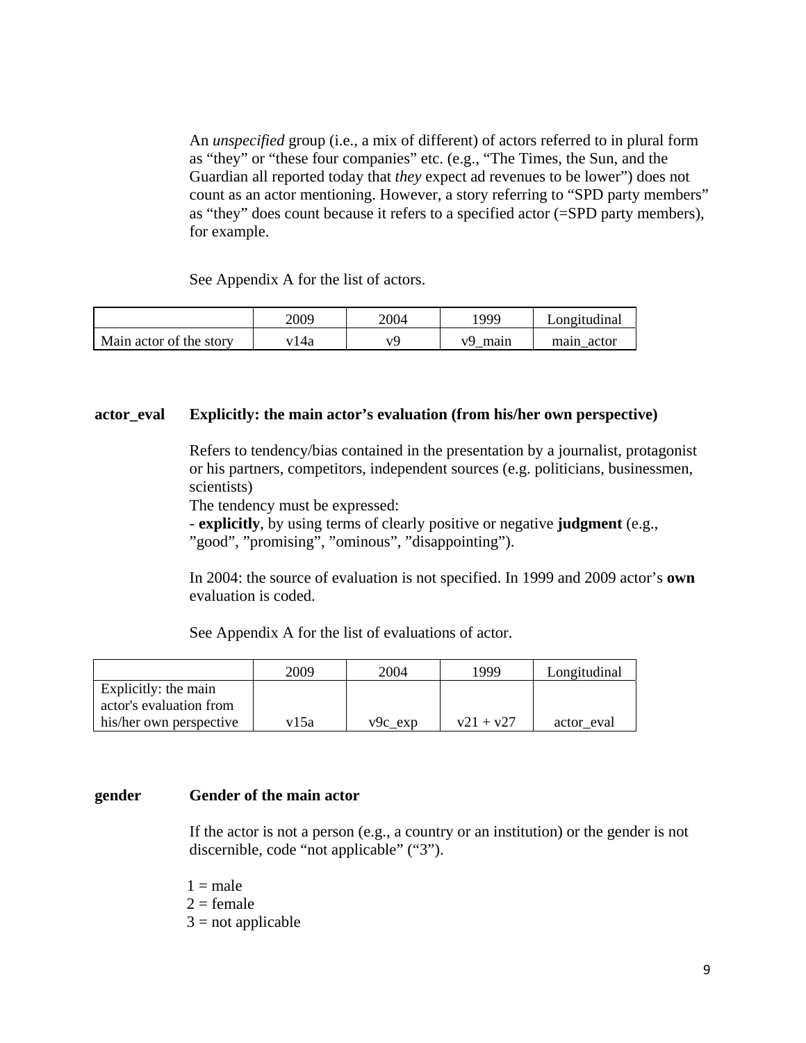An *unspecified* group (i.e., a mix of different) of actors referred to in plural form as “they” or “these four companies” etc. (e.g., “The Times, the Sun, and the Guardian all reported today that *they* expect ad revenues to be lower”) does not count as an actor mentioning. However, a story referring to “SPD party members” as “they” does count because it refers to a specified actor (=SPD party members), for example.

See Appendix A for the list of actors.

| | 2009 | 2004 | 1999 | Longitudinal |
|---|---|---|---|---|
| Main actor of the story | v14a | v9 | v9_main | main_actor |

**actor_eval** **Explicitly: the main actor’s evaluation (from his/her own perspective)**

Refers to tendency/bias contained in the presentation by a journalist, protagonist or his partners, competitors, independent sources (e.g. politicians, businessmen, scientists)
The tendency must be expressed:
- **explicitly**, by using terms of clearly positive or negative **judgment** (e.g., ”good”, ”promising”, ”ominous”, ”disappointing”).

In 2004: the source of evaluation is not specified. In 1999 and 2009 actor’s **own** evaluation is coded.

See Appendix A for the list of evaluations of actor.

| | 2009 | 2004 | 1999 | Longitudinal |
|---|---|---|---|---|
| Explicitly: the main actor's evaluation from his/her own perspective | v15a | v9c_exp | v21 + v27 | actor_eval |

**gender** **Gender of the main actor**

If the actor is not a person (e.g., a country or an institution) or the gender is not discernible, code “not applicable” (“3”).

1 = male
2 = female
3 = not applicable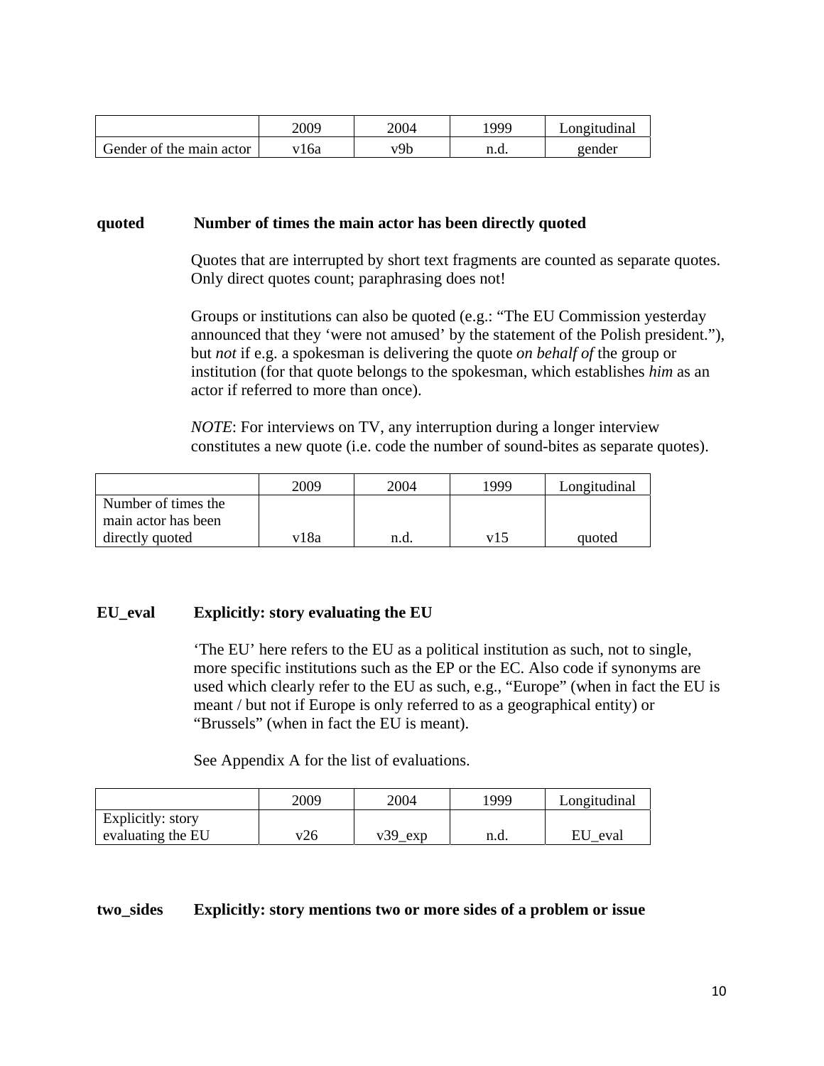| | 2009 | 2004 | 1999 | Longitudinal |
|---|---|---|---|---|
| Gender of the main actor | v16a | v9b | n.d. | gender |

**quoted** **Number of times the main actor has been directly quoted**

Quotes that are interrupted by short text fragments are counted as separate quotes. Only direct quotes count; paraphrasing does not!

Groups or institutions can also be quoted (e.g.: "The EU Commission yesterday announced that they 'were not amused' by the statement of the Polish president."), but *not* if e.g. a spokesman is delivering the quote *on behalf of* the group or institution (for that quote belongs to the spokesman, which establishes *him* as an actor if referred to more than once).

*NOTE*: For interviews on TV, any interruption during a longer interview constitutes a new quote (i.e. code the number of sound-bites as separate quotes).

| | 2009 | 2004 | 1999 | Longitudinal |
|---|---|---|---|---|
| Number of times the main actor has been directly quoted | v18a | n.d. | v15 | quoted |

**EU_eval** **Explicitly: story evaluating the EU**

'The EU' here refers to the EU as a political institution as such, not to single, more specific institutions such as the EP or the EC. Also code if synonyms are used which clearly refer to the EU as such, e.g., "Europe" (when in fact the EU is meant / but not if Europe is only referred to as a geographical entity) or "Brussels" (when in fact the EU is meant).

See Appendix A for the list of evaluations.

| | 2009 | 2004 | 1999 | Longitudinal |
|---|---|---|---|---|
| Explicitly: story evaluating the EU | v26 | v39_exp | n.d. | EU_eval |

**two_sides** **Explicitly: story mentions two or more sides of a problem or issue**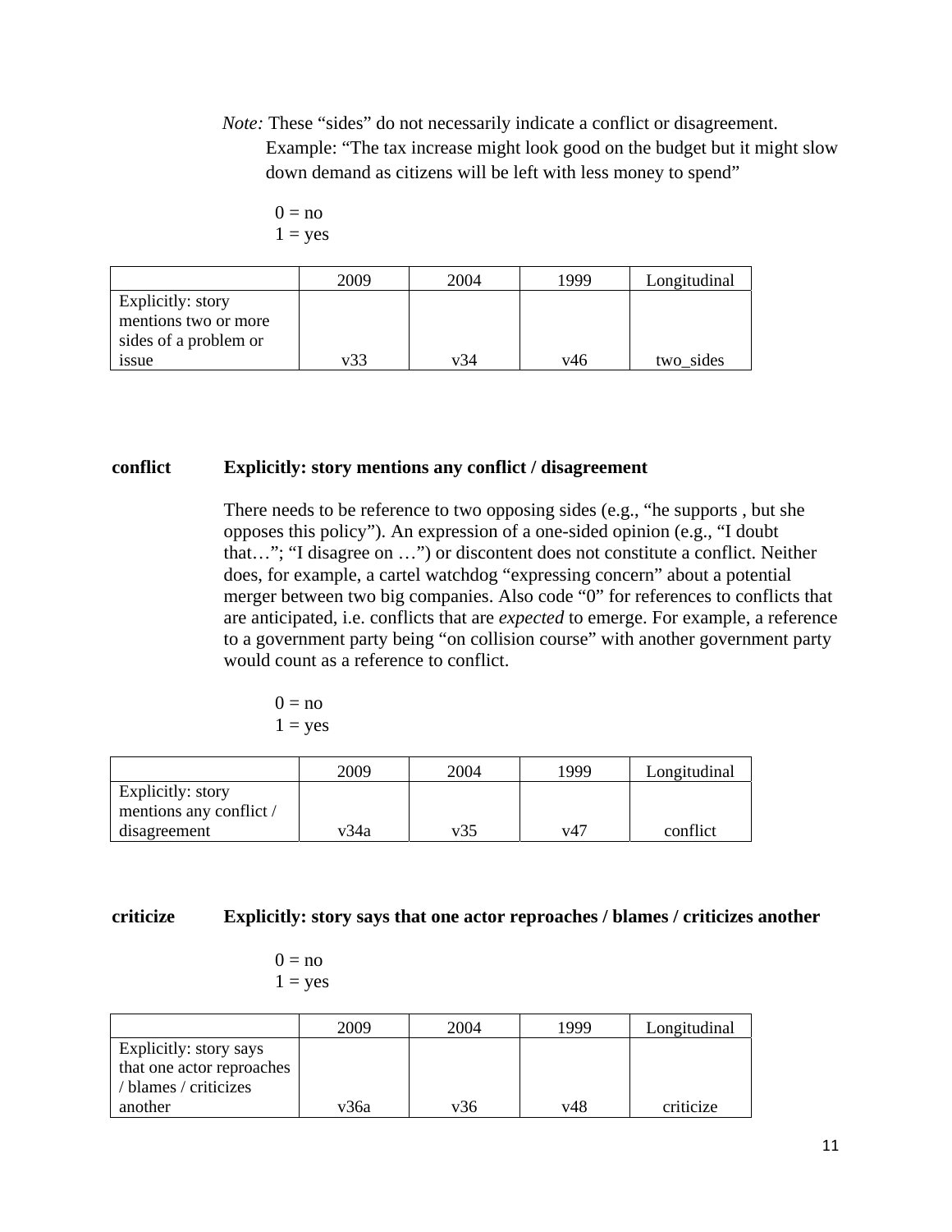*Note:* These “sides” do not necessarily indicate a conflict or disagreement. Example: “The tax increase might look good on the budget but it might slow down demand as citizens will be left with less money to spend”

0 = no
1 = yes

| | 2009 | 2004 | 1999 | Longitudinal |
|---|---|---|---|---|
| Explicitly: story mentions two or more sides of a problem or issue | v33 | v34 | v46 | two_sides |

**conflict** **Explicitly: story mentions any conflict / disagreement**

There needs to be reference to two opposing sides (e.g., “he supports , but she opposes this policy”). An expression of a one-sided opinion (e.g., “I doubt that…”; “I disagree on …”) or discontent does not constitute a conflict. Neither does, for example, a cartel watchdog “expressing concern” about a potential merger between two big companies. Also code “0” for references to conflicts that are anticipated, i.e. conflicts that are *expected* to emerge. For example, a reference to a government party being “on collision course” with another government party would count as a reference to conflict.

0 = no
1 = yes

| | 2009 | 2004 | 1999 | Longitudinal |
|---|---|---|---|---|
| Explicitly: story mentions any conflict / disagreement | v34a | v35 | v47 | conflict |

**criticize** **Explicitly: story says that one actor reproaches / blames / criticizes another**

0 = no
1 = yes

| | 2009 | 2004 | 1999 | Longitudinal |
|---|---|---|---|---|
| Explicitly: story says that one actor reproaches / blames / criticizes another | v36a | v36 | v48 | criticize |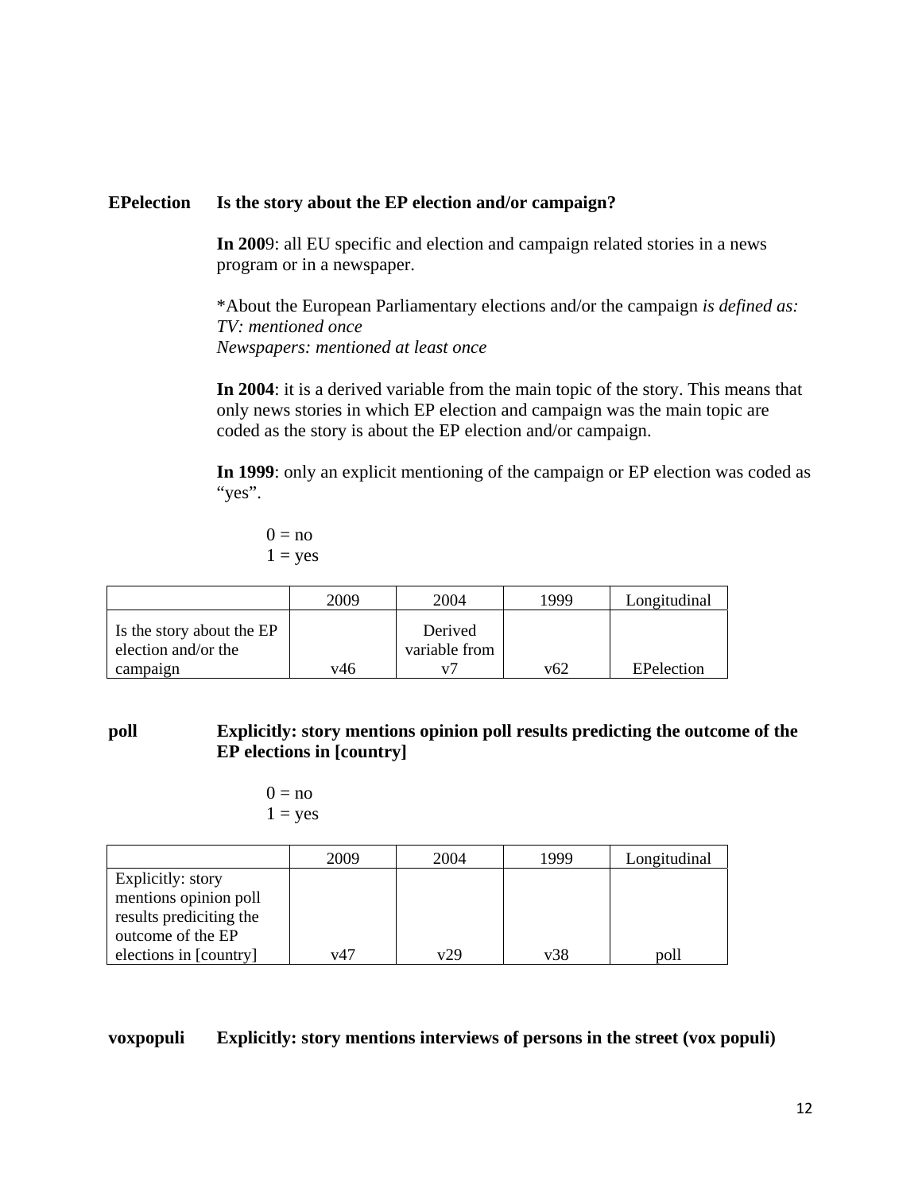**EPelection** **Is the story about the EP election and/or campaign?**

**In 200**9: all EU specific and election and campaign related stories in a news program or in a newspaper.

*About the European Parliamentary elections and/or the campaign *is defined as: TV: mentioned once*
*Newspapers: mentioned at least once*

**In 2004**: it is a derived variable from the main topic of the story. This means that only news stories in which EP election and campaign was the main topic are coded as the story is about the EP election and/or campaign.

**In 1999**: only an explicit mentioning of the campaign or EP election was coded as "yes".

0 = no
1 = yes

| | 2009 | 2004 | 1999 | Longitudinal |
|---|---|---|---|---|
| Is the story about the EP election and/or the campaign | v46 | Derived variable from v7 | v62 | EPelection |

**poll** **Explicitly: story mentions opinion poll results predicting the outcome of the EP elections in [country]**

0 = no
1 = yes

| | 2009 | 2004 | 1999 | Longitudinal |
|---|---|---|---|---|
| Explicitly: story mentions opinion poll results prediciting the outcome of the EP elections in [country] | v47 | v29 | v38 | poll |

**voxpopuli** **Explicitly: story mentions interviews of persons in the street (vox populi)**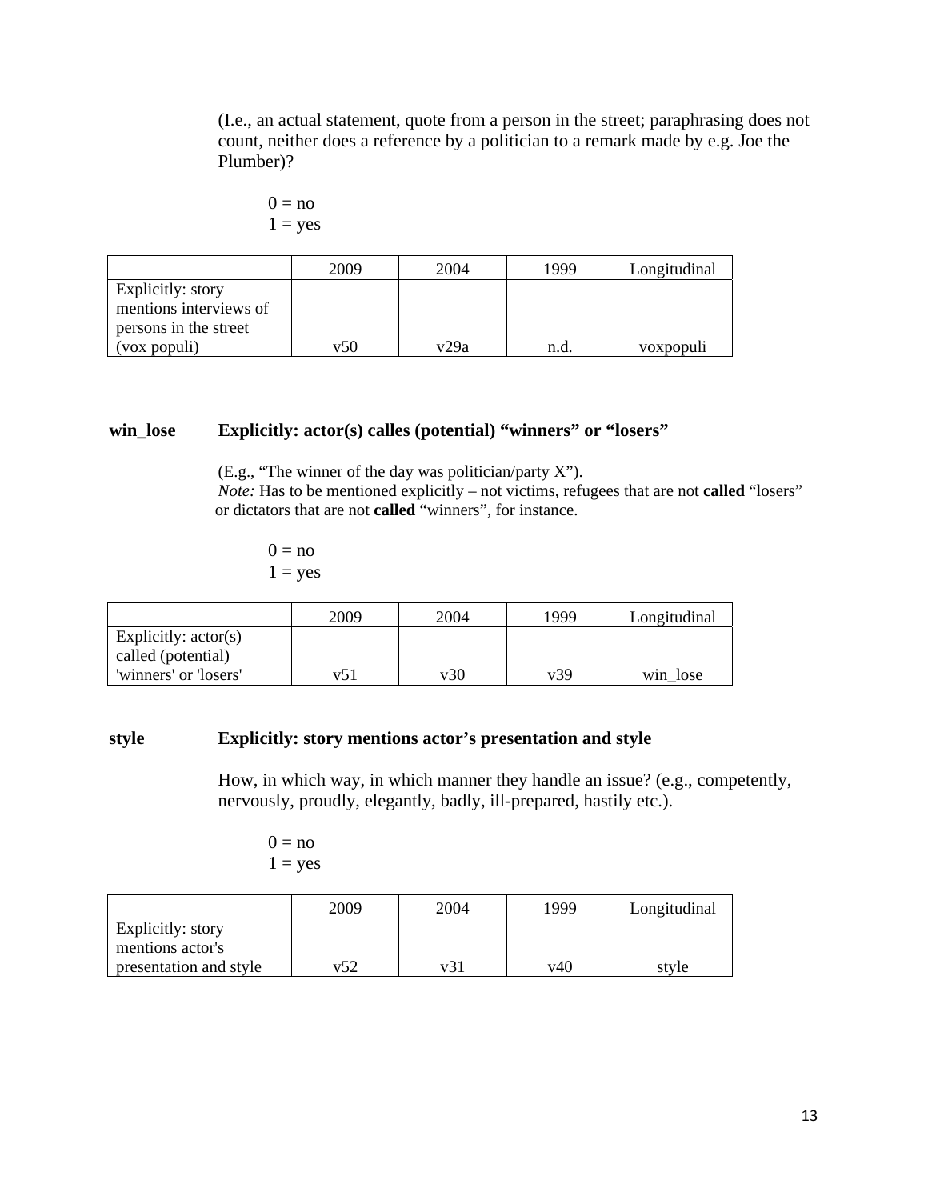(I.e., an actual statement, quote from a person in the street; paraphrasing does not count, neither does a reference by a politician to a remark made by e.g. Joe the Plumber)?

0 = no
1 = yes

| | 2009 | 2004 | 1999 | Longitudinal |
|---|---|---|---|---|
| Explicitly: story mentions interviews of persons in the street (vox populi) | v50 | v29a | n.d. | voxpopuli |

**win_lose** **Explicitly: actor(s) calles (potential) "winners" or "losers"**

(E.g., "The winner of the day was politician/party X").
*Note:* Has to be mentioned explicitly – not victims, refugees that are not **called** "losers" or dictators that are not **called** "winners", for instance.

0 = no
1 = yes

| | 2009 | 2004 | 1999 | Longitudinal |
|---|---|---|---|---|
| Explicitly: actor(s) called (potential) 'winners' or 'losers' | v51 | v30 | v39 | win_lose |

**style** **Explicitly: story mentions actor's presentation and style**

How, in which way, in which manner they handle an issue? (e.g., competently, nervously, proudly, elegantly, badly, ill-prepared, hastily etc.).

0 = no
1 = yes

| | 2009 | 2004 | 1999 | Longitudinal |
|---|---|---|---|---|
| Explicitly: story mentions actor's presentation and style | v52 | v31 | v40 | style |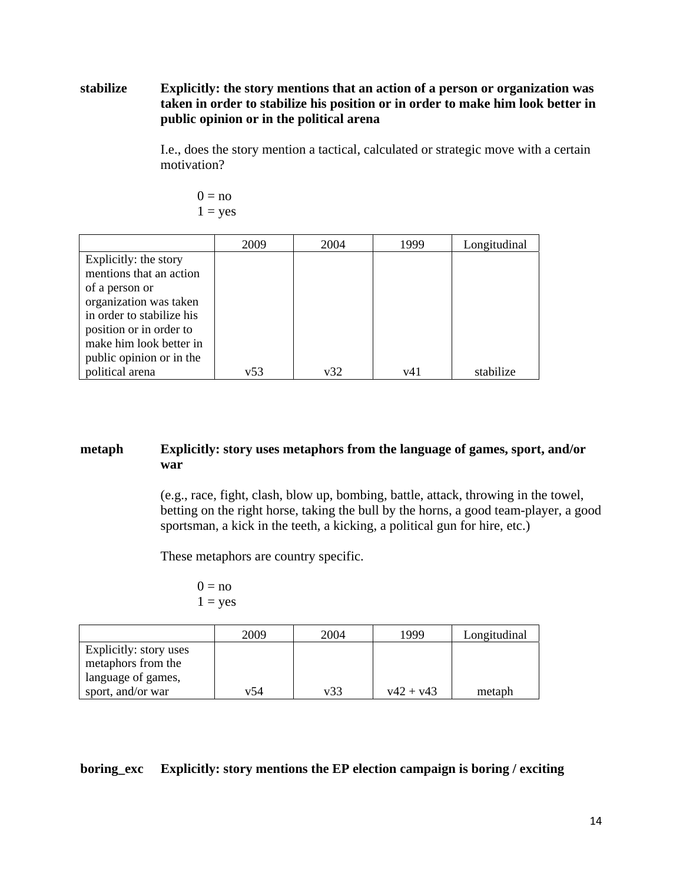**stabilize** **Explicitly: the story mentions that an action of a person or organization was taken in order to stabilize his position or in order to make him look better in public opinion or in the political arena**

I.e., does the story mention a tactical, calculated or strategic move with a certain motivation?

0 = no
1 = yes

| | 2009 | 2004 | 1999 | Longitudinal |
|---|---|---|---|---|
| Explicitly: the story mentions that an action of a person or organization was taken in order to stabilize his position or in order to make him look better in public opinion or in the political arena | v53 | v32 | v41 | stabilize |

**metaph** **Explicitly: story uses metaphors from the language of games, sport, and/or war**

(e.g., race, fight, clash, blow up, bombing, battle, attack, throwing in the towel, betting on the right horse, taking the bull by the horns, a good team-player, a good sportsman, a kick in the teeth, a kicking, a political gun for hire, etc.)

These metaphors are country specific.

0 = no
1 = yes

| | 2009 | 2004 | 1999 | Longitudinal |
|---|---|---|---|---|
| Explicitly: story uses metaphors from the language of games, sport, and/or war | v54 | v33 | v42 + v43 | metaph |

**boring_exc** **Explicitly: story mentions the EP election campaign is boring / exciting**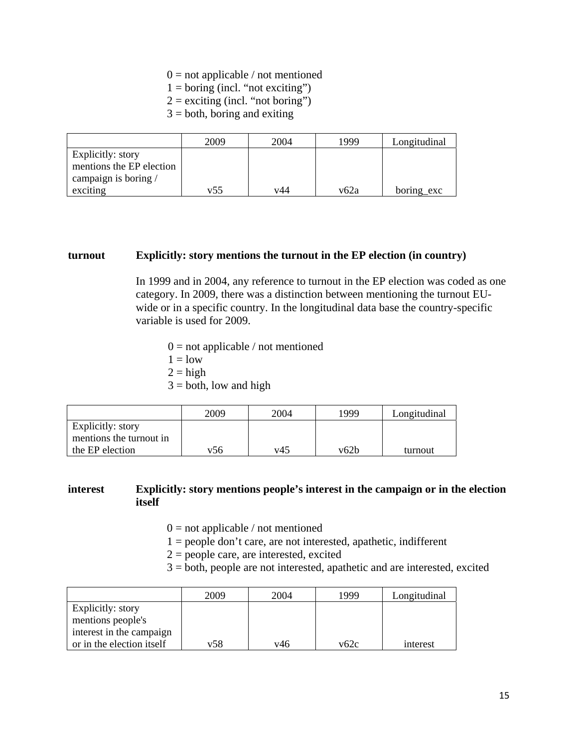0 = not applicable / not mentioned
1 = boring (incl. "not exciting")
2 = exciting (incl. "not boring")
3 = both, boring and exiting

| | 2009 | 2004 | 1999 | Longitudinal |
|---|---|---|---|---|
| Explicitly: story mentions the EP election campaign is boring / exciting | v55 | v44 | v62a | boring_exc |

**turnout** **Explicitly: story mentions the turnout in the EP election (in country)**

In 1999 and in 2004, any reference to turnout in the EP election was coded as one category. In 2009, there was a distinction between mentioning the turnout EU-wide or in a specific country. In the longitudinal data base the country-specific variable is used for 2009.

0 = not applicable / not mentioned
1 = low
2 = high
3 = both, low and high

| | 2009 | 2004 | 1999 | Longitudinal |
|---|---|---|---|---|
| Explicitly: story mentions the turnout in the EP election | v56 | v45 | v62b | turnout |

**interest** **Explicitly: story mentions people's interest in the campaign or in the election itself**

0 = not applicable / not mentioned
1 = people don't care, are not interested, apathetic, indifferent
2 = people care, are interested, excited
3 = both, people are not interested, apathetic and are interested, excited

| | 2009 | 2004 | 1999 | Longitudinal |
|---|---|---|---|---|
| Explicitly: story mentions people's interest in the campaign or in the election itself | v58 | v46 | v62c | interest |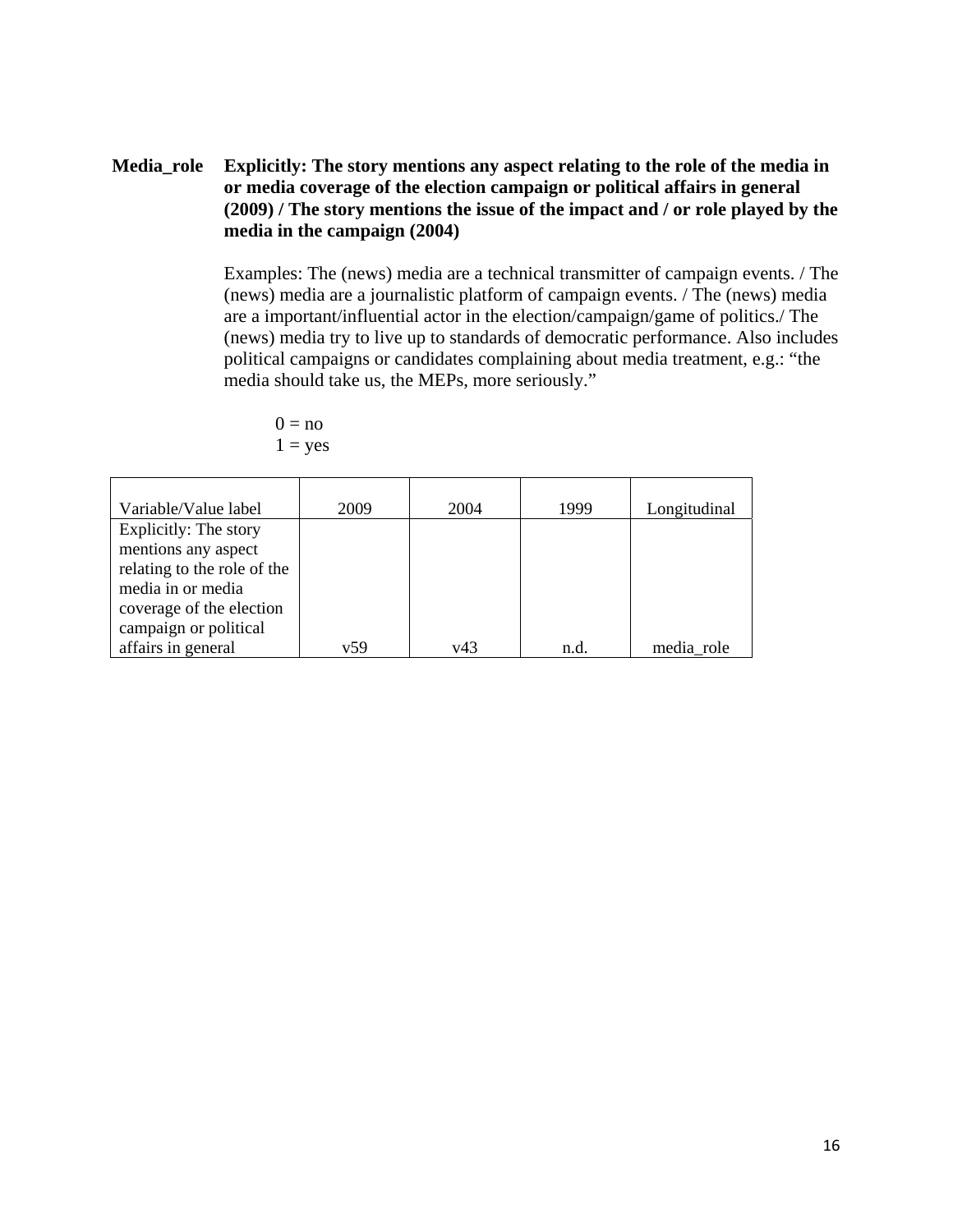**Media_role** **Explicitly: The story mentions any aspect relating to the role of the media in or media coverage of the election campaign or political affairs in general (2009) / The story mentions the issue of the impact and / or role played by the media in the campaign (2004)**

Examples: The (news) media are a technical transmitter of campaign events. / The (news) media are a journalistic platform of campaign events. / The (news) media are a important/influential actor in the election/campaign/game of politics./ The (news) media try to live up to standards of democratic performance. Also includes political campaigns or candidates complaining about media treatment, e.g.: "the media should take us, the MEPs, more seriously."

0 = no
1 = yes

| Variable/Value label | 2009 | 2004 | 1999 | Longitudinal |
|---|---|---|---|---|
| Explicitly: The story mentions any aspect relating to the role of the media in or media coverage of the election campaign or political affairs in general | v59 | v43 | n.d. | media_role |